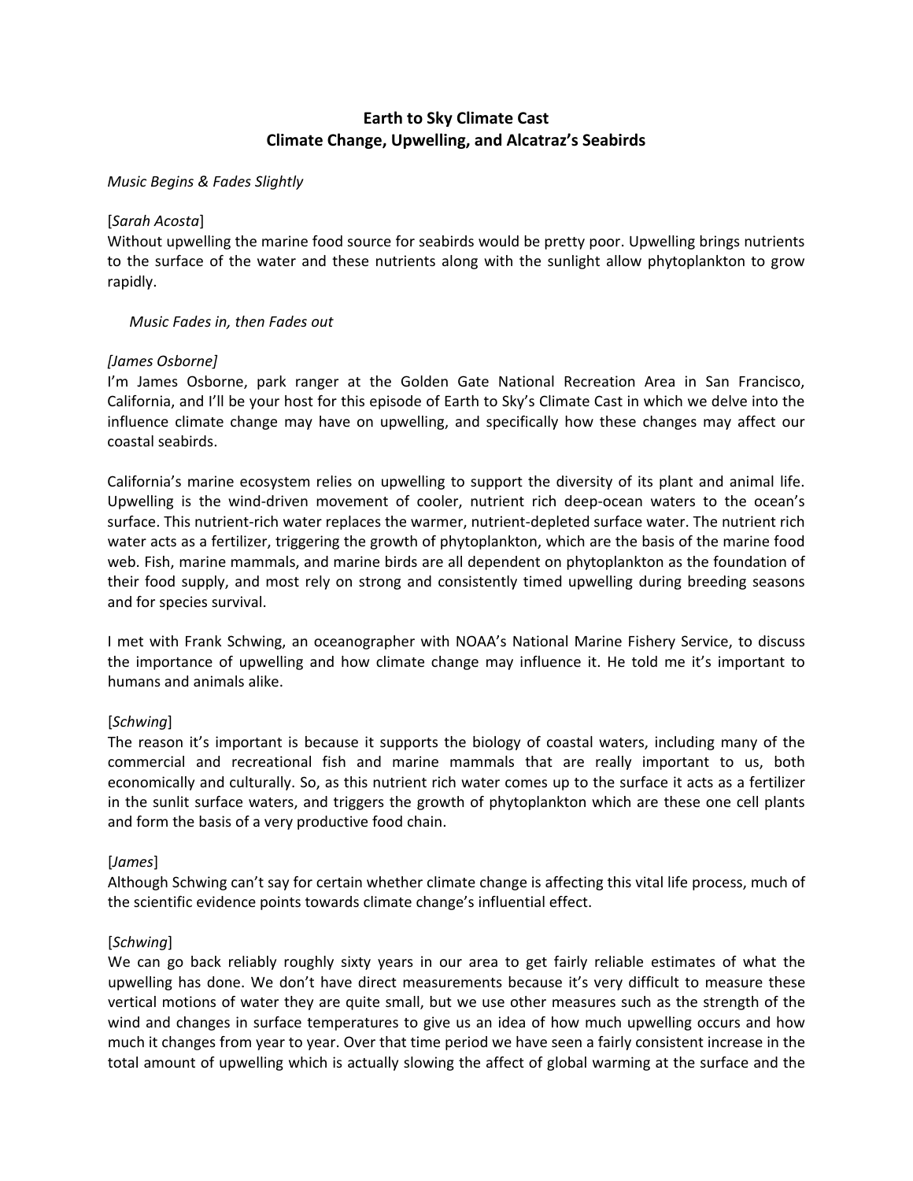**Earth to Sky Climate Cast**
**Climate Change, Upwelling, and Alcatraz's Seabirds**

*Music Begins & Fades Slightly*

[*Sarah Acosta*]
Without upwelling the marine food source for seabirds would be pretty poor. Upwelling brings nutrients to the surface of the water and these nutrients along with the sunlight allow phytoplankton to grow rapidly.

*Music Fades in, then Fades out*

*[James Osborne]*
I'm James Osborne, park ranger at the Golden Gate National Recreation Area in San Francisco, California, and I'll be your host for this episode of Earth to Sky's Climate Cast in which we delve into the influence climate change may have on upwelling, and specifically how these changes may affect our coastal seabirds.

California's marine ecosystem relies on upwelling to support the diversity of its plant and animal life. Upwelling is the wind-driven movement of cooler, nutrient rich deep-ocean waters to the ocean's surface. This nutrient-rich water replaces the warmer, nutrient-depleted surface water. The nutrient rich water acts as a fertilizer, triggering the growth of phytoplankton, which are the basis of the marine food web. Fish, marine mammals, and marine birds are all dependent on phytoplankton as the foundation of their food supply, and most rely on strong and consistently timed upwelling during breeding seasons and for species survival.

I met with Frank Schwing, an oceanographer with NOAA's National Marine Fishery Service, to discuss the importance of upwelling and how climate change may influence it. He told me it's important to humans and animals alike.

[*Schwing*]
The reason it's important is because it supports the biology of coastal waters, including many of the commercial and recreational fish and marine mammals that are really important to us, both economically and culturally. So, as this nutrient rich water comes up to the surface it acts as a fertilizer in the sunlit surface waters, and triggers the growth of phytoplankton which are these one cell plants and form the basis of a very productive food chain.

[*James*]
Although Schwing can't say for certain whether climate change is affecting this vital life process, much of the scientific evidence points towards climate change's influential effect.

[*Schwing*]
We can go back reliably roughly sixty years in our area to get fairly reliable estimates of what the upwelling has done. We don't have direct measurements because it's very difficult to measure these vertical motions of water they are quite small, but we use other measures such as the strength of the wind and changes in surface temperatures to give us an idea of how much upwelling occurs and how much it changes from year to year. Over that time period we have seen a fairly consistent increase in the total amount of upwelling which is actually slowing the affect of global warming at the surface and the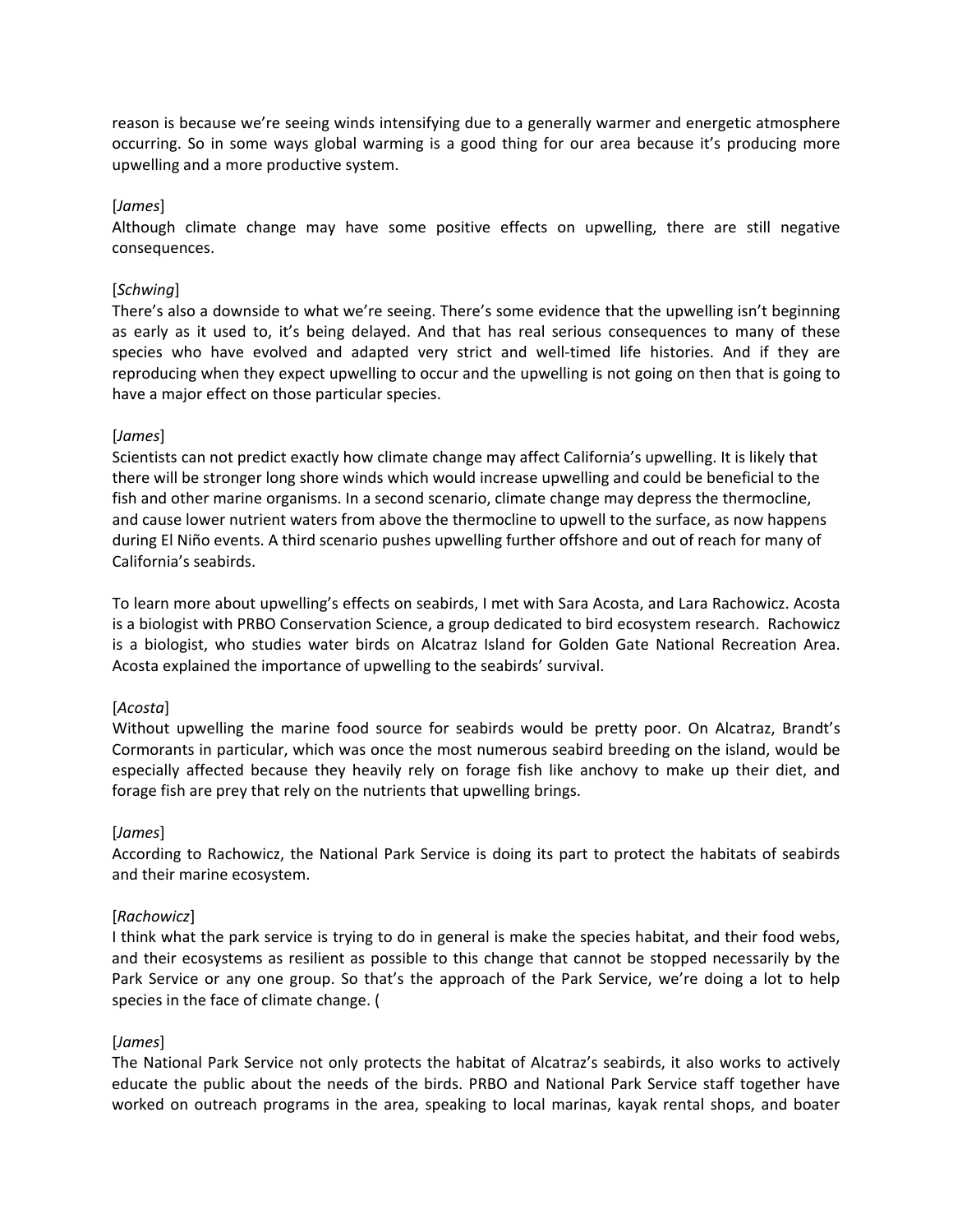reason is because we're seeing winds intensifying due to a generally warmer and energetic atmosphere occurring. So in some ways global warming is a good thing for our area because it's producing more upwelling and a more productive system.

[*James*]
Although climate change may have some positive effects on upwelling, there are still negative consequences.

[*Schwing*]
There's also a downside to what we're seeing. There's some evidence that the upwelling isn't beginning as early as it used to, it's being delayed. And that has real serious consequences to many of these species who have evolved and adapted very strict and well-timed life histories. And if they are reproducing when they expect upwelling to occur and the upwelling is not going on then that is going to have a major effect on those particular species.

[*James*]
Scientists can not predict exactly how climate change may affect California's upwelling. It is likely that there will be stronger long shore winds which would increase upwelling and could be beneficial to the fish and other marine organisms. In a second scenario, climate change may depress the thermocline, and cause lower nutrient waters from above the thermocline to upwell to the surface, as now happens during El Niño events. A third scenario pushes upwelling further offshore and out of reach for many of California's seabirds.

To learn more about upwelling's effects on seabirds, I met with Sara Acosta, and Lara Rachowicz. Acosta is a biologist with PRBO Conservation Science, a group dedicated to bird ecosystem research. Rachowicz is a biologist, who studies water birds on Alcatraz Island for Golden Gate National Recreation Area. Acosta explained the importance of upwelling to the seabirds' survival.

[*Acosta*]
Without upwelling the marine food source for seabirds would be pretty poor. On Alcatraz, Brandt's Cormorants in particular, which was once the most numerous seabird breeding on the island, would be especially affected because they heavily rely on forage fish like anchovy to make up their diet, and forage fish are prey that rely on the nutrients that upwelling brings.

[*James*]
According to Rachowicz, the National Park Service is doing its part to protect the habitats of seabirds and their marine ecosystem.

[*Rachowicz*]
I think what the park service is trying to do in general is make the species habitat, and their food webs, and their ecosystems as resilient as possible to this change that cannot be stopped necessarily by the Park Service or any one group. So that's the approach of the Park Service, we're doing a lot to help species in the face of climate change. (

[*James*]
The National Park Service not only protects the habitat of Alcatraz's seabirds, it also works to actively educate the public about the needs of the birds. PRBO and National Park Service staff together have worked on outreach programs in the area, speaking to local marinas, kayak rental shops, and boater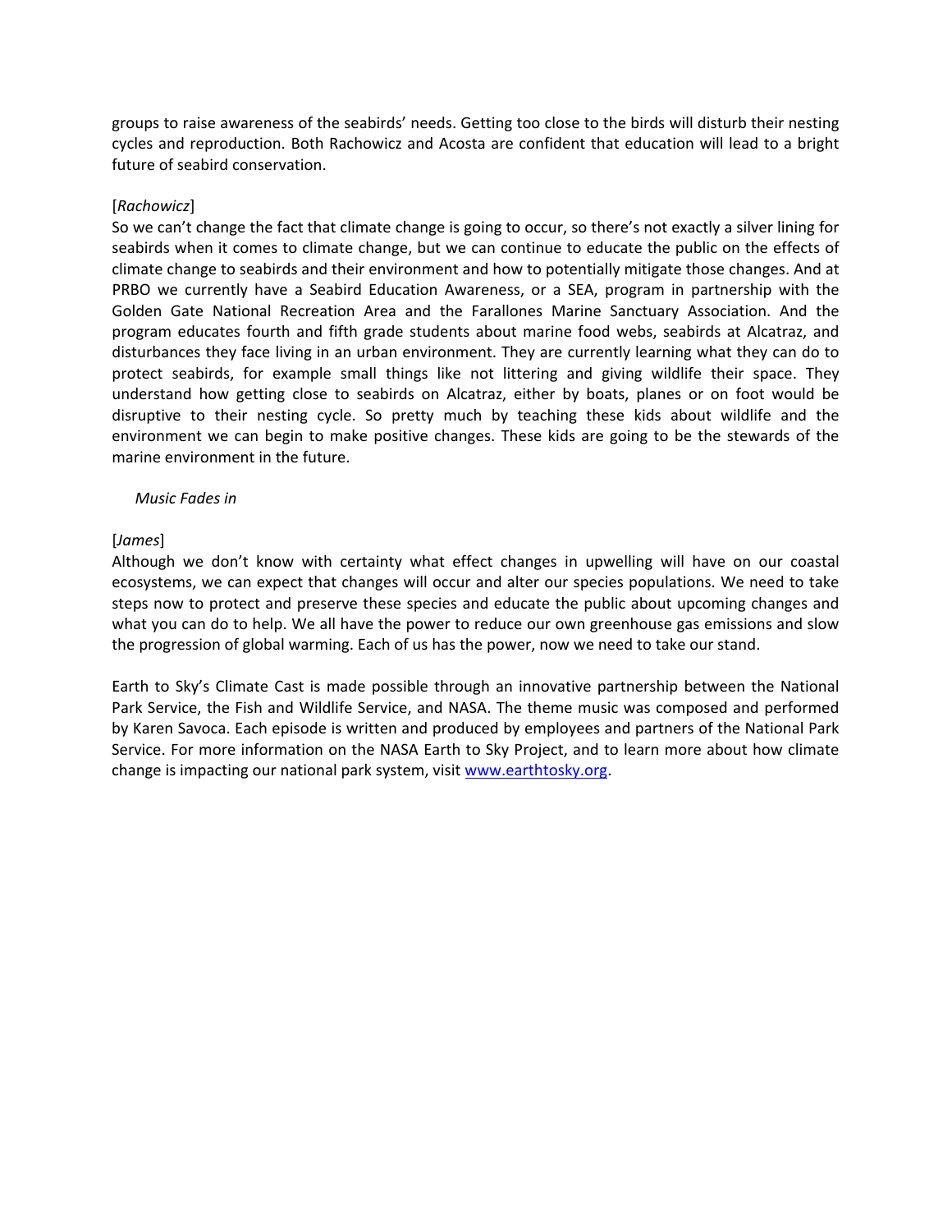groups to raise awareness of the seabirds' needs. Getting too close to the birds will disturb their nesting cycles and reproduction. Both Rachowicz and Acosta are confident that education will lead to a bright future of seabird conservation.

[*Rachowicz*]
So we can't change the fact that climate change is going to occur, so there's not exactly a silver lining for seabirds when it comes to climate change, but we can continue to educate the public on the effects of climate change to seabirds and their environment and how to potentially mitigate those changes. And at PRBO we currently have a Seabird Education Awareness, or a SEA, program in partnership with the Golden Gate National Recreation Area and the Farallones Marine Sanctuary Association. And the program educates fourth and fifth grade students about marine food webs, seabirds at Alcatraz, and disturbances they face living in an urban environment. They are currently learning what they can do to protect seabirds, for example small things like not littering and giving wildlife their space. They understand how getting close to seabirds on Alcatraz, either by boats, planes or on foot would be disruptive to their nesting cycle. So pretty much by teaching these kids about wildlife and the environment we can begin to make positive changes. These kids are going to be the stewards of the marine environment in the future.

*Music Fades in*

[*James*]
Although we don't know with certainty what effect changes in upwelling will have on our coastal ecosystems, we can expect that changes will occur and alter our species populations. We need to take steps now to protect and preserve these species and educate the public about upcoming changes and what you can do to help. We all have the power to reduce our own greenhouse gas emissions and slow the progression of global warming. Each of us has the power, now we need to take our stand.

Earth to Sky's Climate Cast is made possible through an innovative partnership between the National Park Service, the Fish and Wildlife Service, and NASA. The theme music was composed and performed by Karen Savoca. Each episode is written and produced by employees and partners of the National Park Service. For more information on the NASA Earth to Sky Project, and to learn more about how climate change is impacting our national park system, visit [www.earthtosky.org](http://www.earthtosky.org).